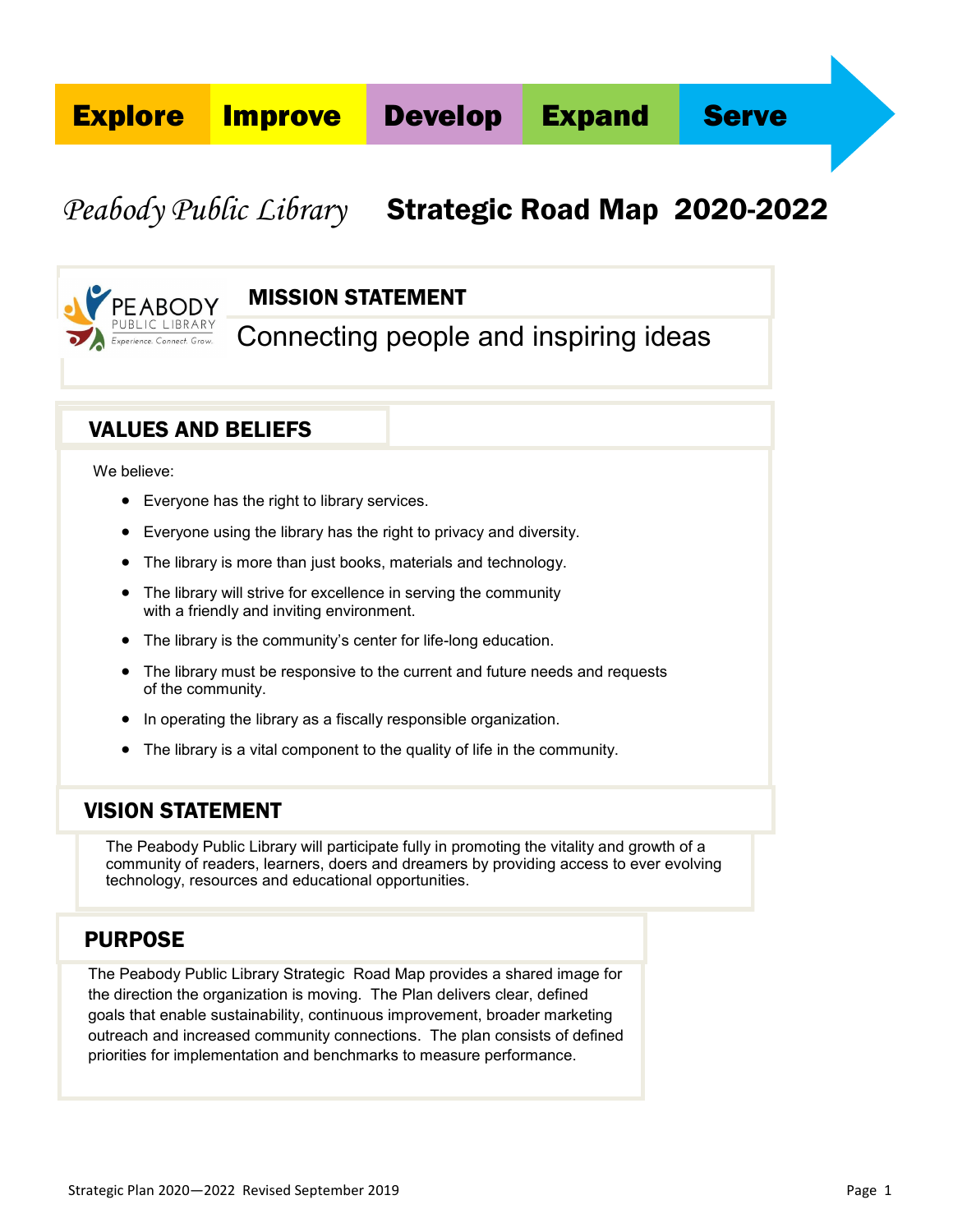Explore Improve Develop Expand Serve

# *Peabody Public Library* Strategic Road Map 2020-2022

## MISSION STATEMENT

Connecting people and inspiring ideas

## VALUES AND BELIEFS

We believe:

- Everyone has the right to library services.
- Everyone using the library has the right to privacy and diversity.
- The library is more than just books, materials and technology.
- The library will strive for excellence in serving the community with a friendly and inviting environment.
- The library is the community's center for life-long education.
- The library must be responsive to the current and future needs and requests of the community.
- In operating the library as a fiscally responsible organization.
- The library is a vital component to the quality of life in the community.

## VISION STATEMENT

The Peabody Public Library will participate fully in promoting the vitality and growth of a community of readers, learners, doers and dreamers by providing access to ever evolving technology, resources and educational opportunities.

## PURPOSE

The Peabody Public Library Strategic Road Map provides a shared image for the direction the organization is moving. The Plan delivers clear, defined goals that enable sustainability, continuous improvement, broader marketing outreach and increased community connections. The plan consists of defined priorities for implementation and benchmarks to measure performance.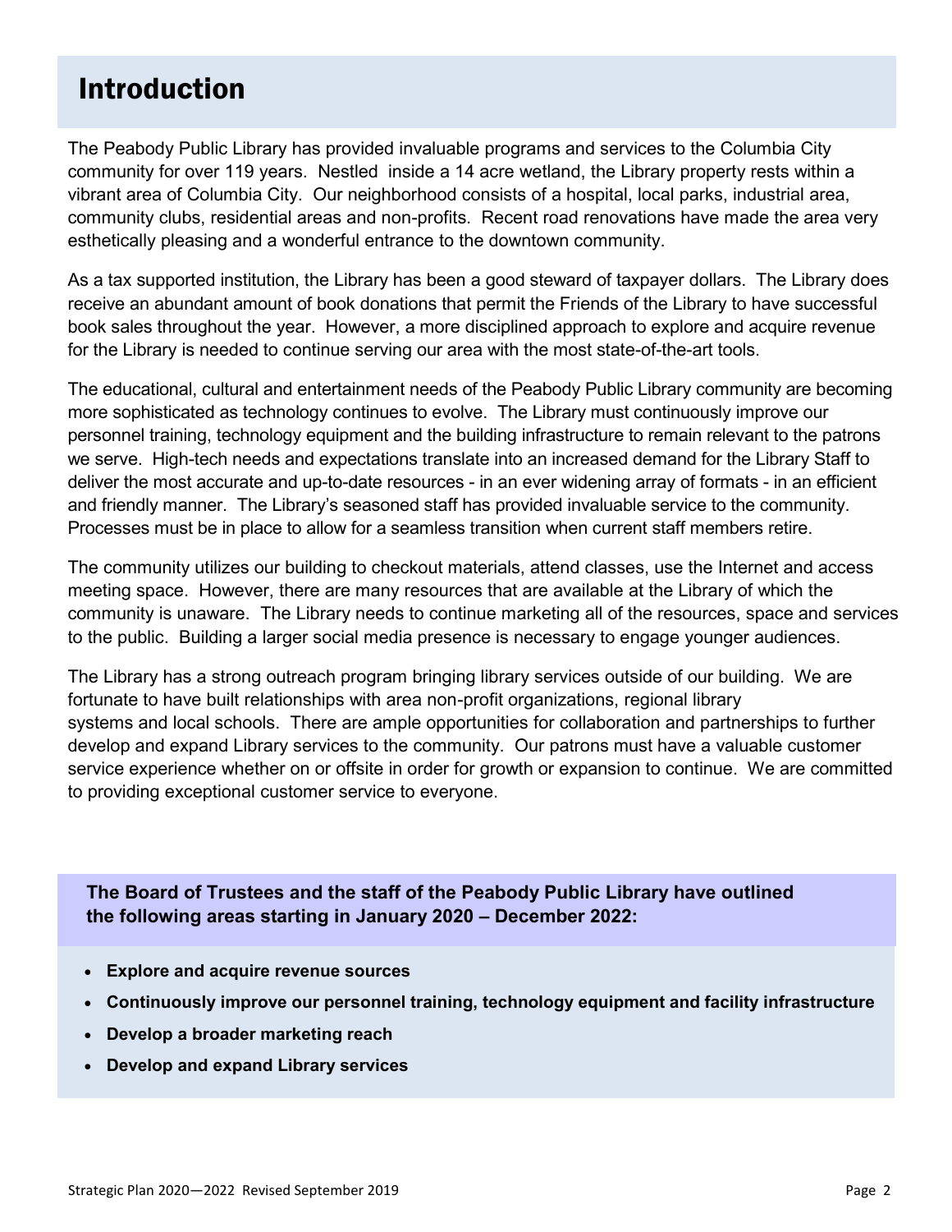# Introduction

The Peabody Public Library has provided invaluable programs and services to the Columbia City community for over 119 years. Nestled inside a 14 acre wetland, the Library property rests within a vibrant area of Columbia City. Our neighborhood consists of a hospital, local parks, industrial area, community clubs, residential areas and non-profits. Recent road renovations have made the area very esthetically pleasing and a wonderful entrance to the downtown community.

As a tax supported institution, the Library has been a good steward of taxpayer dollars. The Library does receive an abundant amount of book donations that permit the Friends of the Library to have successful book sales throughout the year. However, a more disciplined approach to explore and acquire revenue for the Library is needed to continue serving our area with the most state-of-the-art tools.

The educational, cultural and entertainment needs of the Peabody Public Library community are becoming more sophisticated as technology continues to evolve. The Library must continuously improve our personnel training, technology equipment and the building infrastructure to remain relevant to the patrons we serve. High-tech needs and expectations translate into an increased demand for the Library Staff to deliver the most accurate and up-to-date resources - in an ever widening array of formats - in an efficient and friendly manner. The Library's seasoned staff has provided invaluable service to the community. Processes must be in place to allow for a seamless transition when current staff members retire.

The community utilizes our building to checkout materials, attend classes, use the Internet and access meeting space. However, there are many resources that are available at the Library of which the community is unaware. The Library needs to continue marketing all of the resources, space and services to the public. Building a larger social media presence is necessary to engage younger audiences.

The Library has a strong outreach program bringing library services outside of our building. We are fortunate to have built relationships with area non-profit organizations, regional library systems and local schools. There are ample opportunities for collaboration and partnerships to further develop and expand Library services to the community. Our patrons must have a valuable customer service experience whether on or offsite in order for growth or expansion to continue. We are committed to providing exceptional customer service to everyone.

**The Board of Trustees and the staff of the Peabody Public Library have outlined the following areas starting in January 2020 – December 2022:**

- **Explore and acquire revenue sources**
- **Continuously improve our personnel training, technology equipment and facility infrastructure**
- **Develop a broader marketing reach**
- **Develop and expand Library services**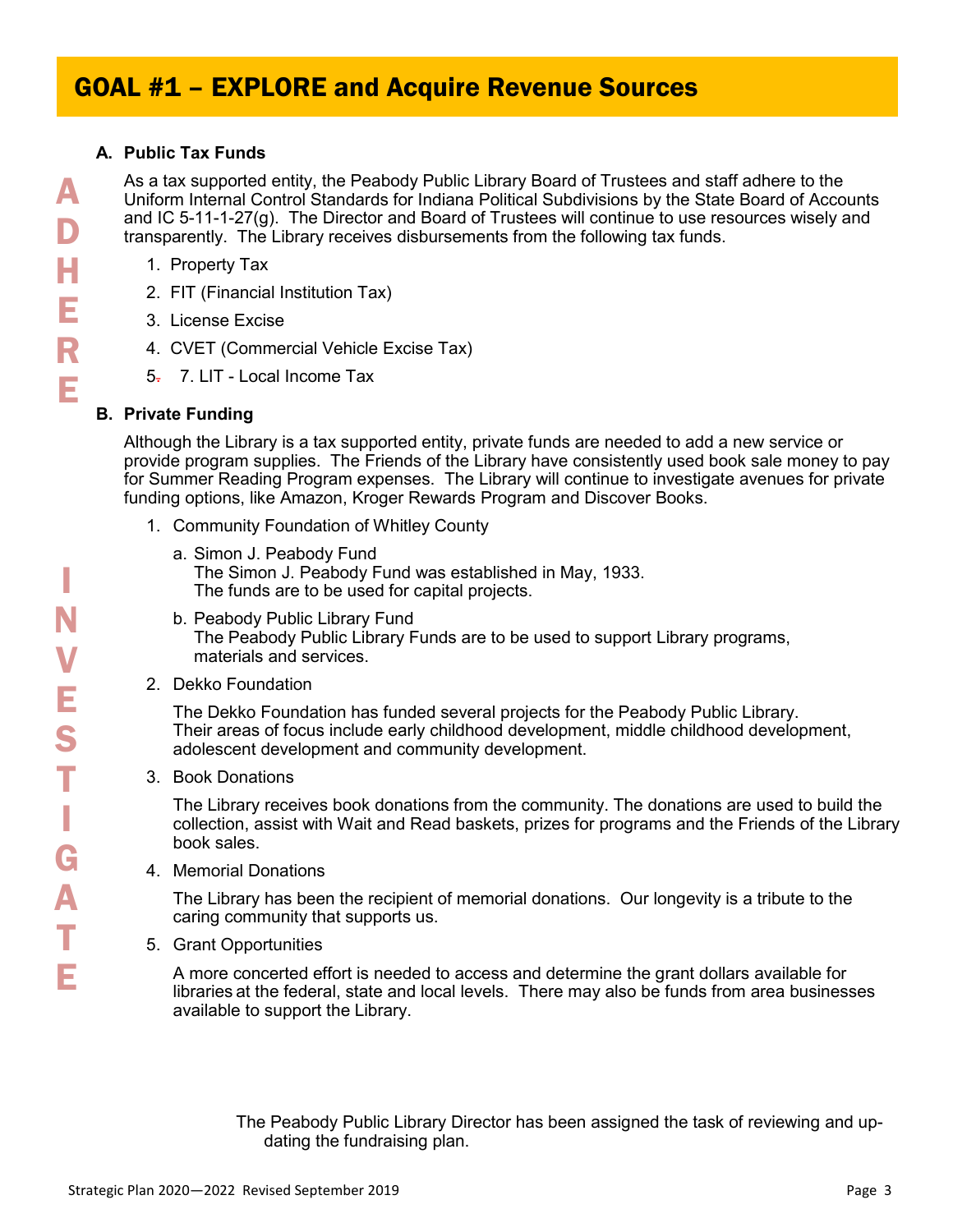# GOAL #1 – EXPLORE and Acquire Revenue Sources

ADHERE

### A. Public Tax Funds

As a tax supported entity, the Peabody Public Library Board of Trustees and staff adhere to the Uniform Internal Control Standards for Indiana Political Subdivisions by the State Board of Accounts and IC 5-11-1-27(g). The Director and Board of Trustees will continue to use resources wisely and transparently. The Library receives disbursements from the following tax funds.

1. Property Tax
2. FIT (Financial Institution Tax)
3. License Excise
4. CVET (Commercial Vehicle Excise Tax)
5. 7. LIT - Local Income Tax

INVESTIGATE

### B. Private Funding

Although the Library is a tax supported entity, private funds are needed to add a new service or provide program supplies. The Friends of the Library have consistently used book sale money to pay for Summer Reading Program expenses. The Library will continue to investigate avenues for private funding options, like Amazon, Kroger Rewards Program and Discover Books.

1. Community Foundation of Whitley County
   a. Simon J. Peabody Fund
      The Simon J. Peabody Fund was established in May, 1933.
      The funds are to be used for capital projects.
   b. Peabody Public Library Fund
      The Peabody Public Library Funds are to be used to support Library programs, materials and services.
2. Dekko Foundation

   The Dekko Foundation has funded several projects for the Peabody Public Library. Their areas of focus include early childhood development, middle childhood development, adolescent development and community development.
3. Book Donations

   The Library receives book donations from the community. The donations are used to build the collection, assist with Wait and Read baskets, prizes for programs and the Friends of the Library book sales.
4. Memorial Donations

   The Library has been the recipient of memorial donations. Our longevity is a tribute to the caring community that supports us.
5. Grant Opportunities

   A more concerted effort is needed to access and determine the grant dollars available for libraries at the federal, state and local levels. There may also be funds from area businesses available to support the Library.

The Peabody Public Library Director has been assigned the task of reviewing and updating the fundraising plan.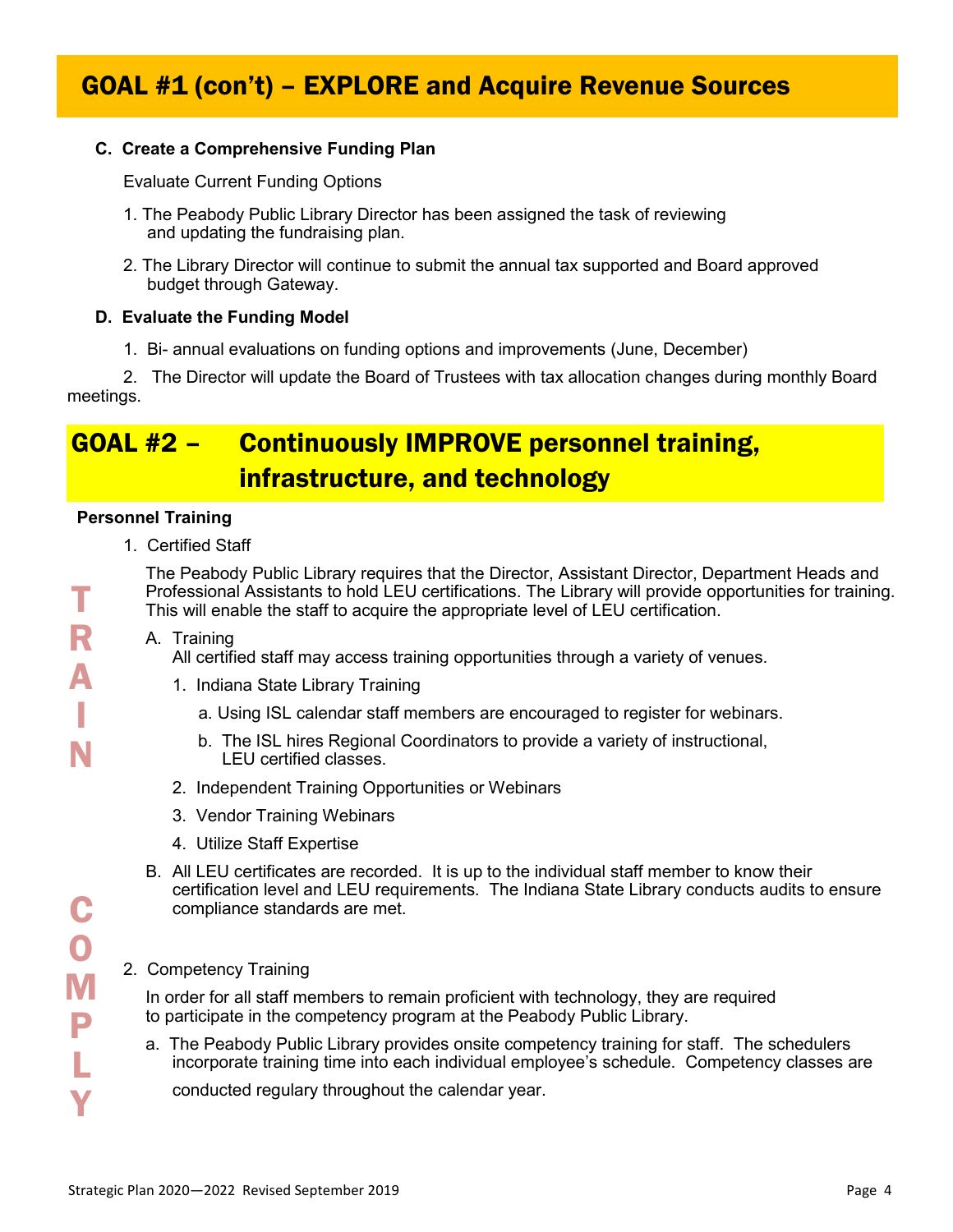## GOAL #1 (con't) – EXPLORE and Acquire Revenue Sources

**C. Create a Comprehensive Funding Plan**

Evaluate Current Funding Options

1. The Peabody Public Library Director has been assigned the task of reviewing and updating the fundraising plan.
2. The Library Director will continue to submit the annual tax supported and Board approved budget through Gateway.

**D. Evaluate the Funding Model**

1. Bi- annual evaluations on funding options and improvements (June, December)
2. The Director will update the Board of Trustees with tax allocation changes during monthly Board meetings.

## GOAL #2 – Continuously IMPROVE personnel training, infrastructure, and technology

**Personnel Training**

TRAIN

1. Certified Staff

   The Peabody Public Library requires that the Director, Assistant Director, Department Heads and Professional Assistants to hold LEU certifications. The Library will provide opportunities for training. This will enable the staff to acquire the appropriate level of LEU certification.

   A. Training
      All certified staff may access training opportunities through a variety of venues.
      1. Indiana State Library Training
         a. Using ISL calendar staff members are encouraged to register for webinars.
         b. The ISL hires Regional Coordinators to provide a variety of instructional, LEU certified classes.
      2. Independent Training Opportunities or Webinars
      3. Vendor Training Webinars
      4. Utilize Staff Expertise

   B. All LEU certificates are recorded. It is up to the individual staff member to know their certification level and LEU requirements. The Indiana State Library conducts audits to ensure compliance standards are met.

COMPLY

2. Competency Training

   In order for all staff members to remain proficient with technology, they are required to participate in the competency program at the Peabody Public Library.

   a. The Peabody Public Library provides onsite competency training for staff. The schedulers incorporate training time into each individual employee's schedule. Competency classes are conducted regulary throughout the calendar year.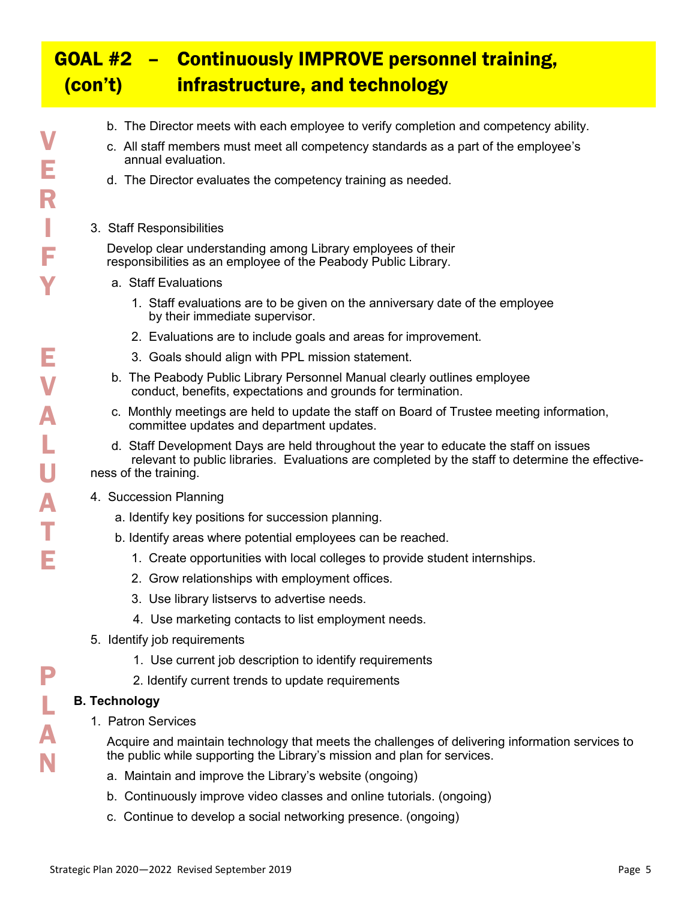# GOAL #2 (con't) – Continuously IMPROVE personnel training, infrastructure, and technology

VERIFY EVALUATE PLAN

b. The Director meets with each employee to verify completion and competency ability.

c. All staff members must meet all competency standards as a part of the employee's annual evaluation.

d. The Director evaluates the competency training as needed.

3. Staff Responsibilities

   Develop clear understanding among Library employees of their responsibilities as an employee of the Peabody Public Library.

   a. Staff Evaluations

      1. Staff evaluations are to be given on the anniversary date of the employee by their immediate supervisor.
      2. Evaluations are to include goals and areas for improvement.
      3. Goals should align with PPL mission statement.

   b. The Peabody Public Library Personnel Manual clearly outlines employee conduct, benefits, expectations and grounds for termination.

   c. Monthly meetings are held to update the staff on Board of Trustee meeting information, committee updates and department updates.

   d. Staff Development Days are held throughout the year to educate the staff on issues relevant to public libraries. Evaluations are completed by the staff to determine the effectiveness of the training.

4. Succession Planning

   a. Identify key positions for succession planning.

   b. Identify areas where potential employees can be reached.

      1. Create opportunities with local colleges to provide student internships.
      2. Grow relationships with employment offices.
      3. Use library listservs to advertise needs.
      4. Use marketing contacts to list employment needs.

5. Identify job requirements

   1. Use current job description to identify requirements
   2. Identify current trends to update requirements

**B. Technology**

1. Patron Services

   Acquire and maintain technology that meets the challenges of delivering information services to the public while supporting the Library's mission and plan for services.

   a. Maintain and improve the Library's website (ongoing)

   b. Continuously improve video classes and online tutorials. (ongoing)

   c. Continue to develop a social networking presence. (ongoing)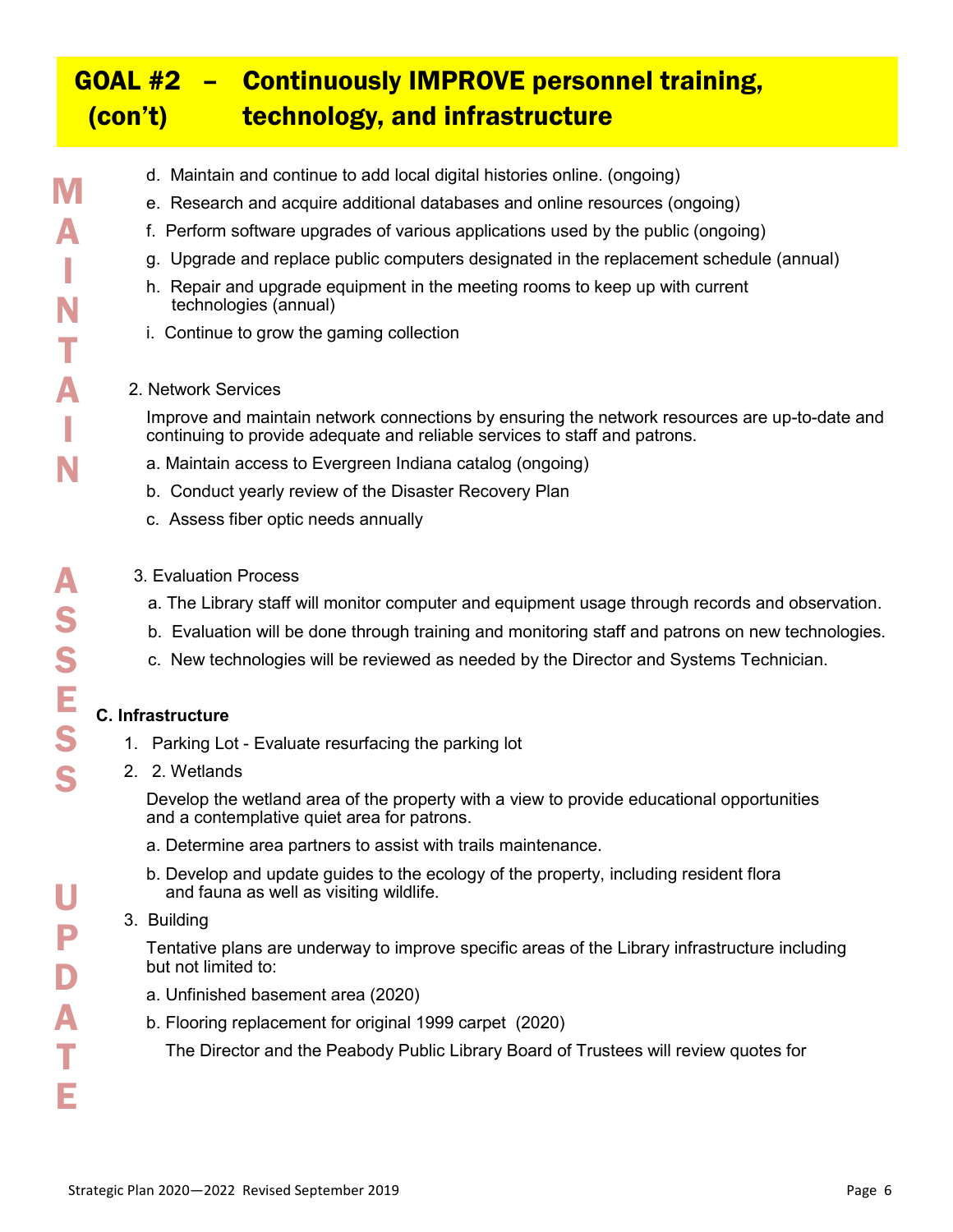# GOAL #2 (con't) – Continuously IMPROVE personnel training, technology, and infrastructure

M A I N T A I N

d. Maintain and continue to add local digital histories online. (ongoing)

e. Research and acquire additional databases and online resources (ongoing)

f. Perform software upgrades of various applications used by the public (ongoing)

g. Upgrade and replace public computers designated in the replacement schedule (annual)

h. Repair and upgrade equipment in the meeting rooms to keep up with current technologies (annual)

i. Continue to grow the gaming collection

2. Network Services

Improve and maintain network connections by ensuring the network resources are up-to-date and continuing to provide adequate and reliable services to staff and patrons.

a. Maintain access to Evergreen Indiana catalog (ongoing)

b. Conduct yearly review of the Disaster Recovery Plan

c. Assess fiber optic needs annually

A S S E S S

3. Evaluation Process

a. The Library staff will monitor computer and equipment usage through records and observation.

b. Evaluation will be done through training and monitoring staff and patrons on new technologies.

c. New technologies will be reviewed as needed by the Director and Systems Technician.

**C. Infrastructure**

1. Parking Lot - Evaluate resurfacing the parking lot

2. 2. Wetlands

   Develop the wetland area of the property with a view to provide educational opportunities and a contemplative quiet area for patrons.

   a. Determine area partners to assist with trails maintenance.

   b. Develop and update guides to the ecology of the property, including resident flora and fauna as well as visiting wildlife.

U P D A T E

3. Building

   Tentative plans are underway to improve specific areas of the Library infrastructure including but not limited to:

   a. Unfinished basement area (2020)

   b. Flooring replacement for original 1999 carpet (2020)

   The Director and the Peabody Public Library Board of Trustees will review quotes for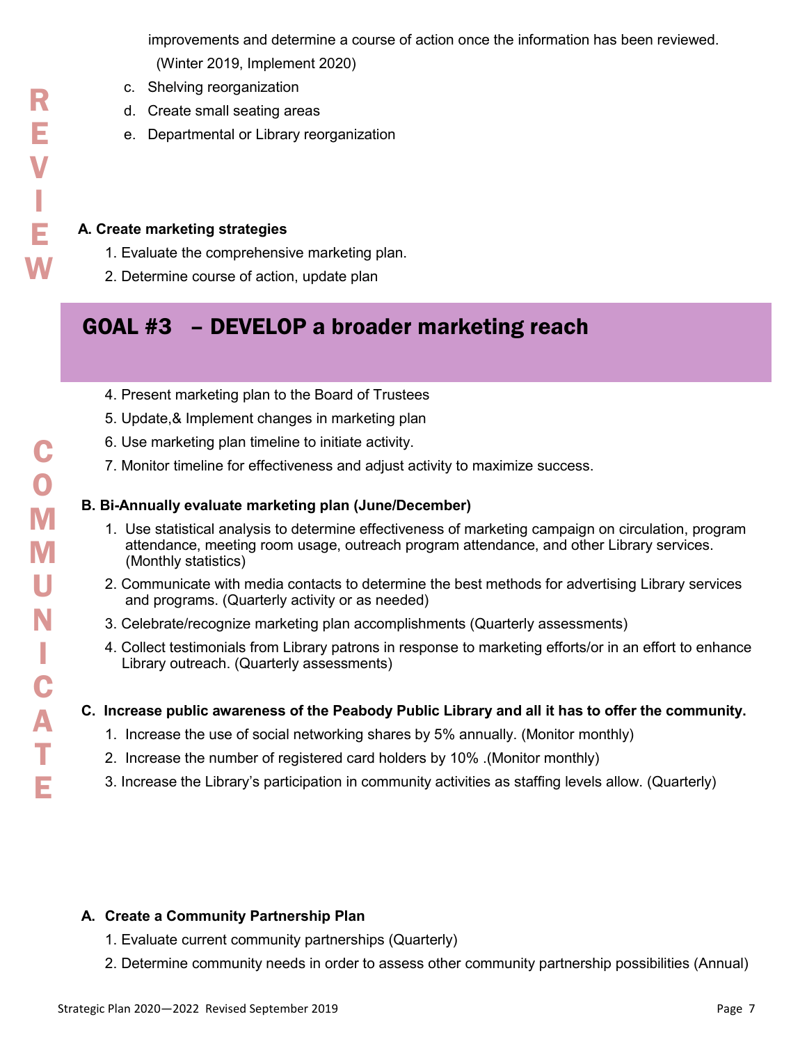improvements and determine a course of action once the information has been reviewed. (Winter 2019, Implement 2020)

c. Shelving reorganization

d. Create small seating areas

e. Departmental or Library reorganization

R E V I E W

**A. Create marketing strategies**

1. Evaluate the comprehensive marketing plan.
2. Determine course of action, update plan

## GOAL #3 – DEVELOP a broader marketing reach

4. Present marketing plan to the Board of Trustees
5. Update,& Implement changes in marketing plan
6. Use marketing plan timeline to initiate activity.
7. Monitor timeline for effectiveness and adjust activity to maximize success.

C O M M U N I C A T E

**B. Bi-Annually evaluate marketing plan (June/December)**

1. Use statistical analysis to determine effectiveness of marketing campaign on circulation, program attendance, meeting room usage, outreach program attendance, and other Library services. (Monthly statistics)
2. Communicate with media contacts to determine the best methods for advertising Library services and programs. (Quarterly activity or as needed)
3. Celebrate/recognize marketing plan accomplishments (Quarterly assessments)
4. Collect testimonials from Library patrons in response to marketing efforts/or in an effort to enhance Library outreach. (Quarterly assessments)

**C. Increase public awareness of the Peabody Public Library and all it has to offer the community.**

1. Increase the use of social networking shares by 5% annually. (Monitor monthly)
2. Increase the number of registered card holders by 10% .(Monitor monthly)
3. Increase the Library's participation in community activities as staffing levels allow. (Quarterly)

**A. Create a Community Partnership Plan**

1. Evaluate current community partnerships (Quarterly)
2. Determine community needs in order to assess other community partnership possibilities (Annual)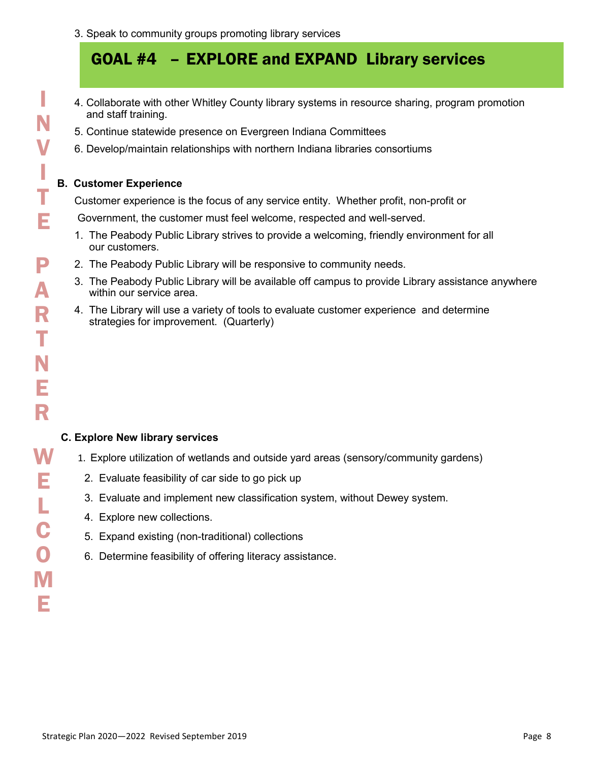3. Speak to community groups promoting library services

## GOAL #4 – EXPLORE and EXPAND Library services

4. Collaborate with other Whitley County library systems in resource sharing, program promotion and staff training.
5. Continue statewide presence on Evergreen Indiana Committees
6. Develop/maintain relationships with northern Indiana libraries consortiums

INVITE PARTNER WELCOME

**B. Customer Experience**

Customer experience is the focus of any service entity. Whether profit, non-profit or Government, the customer must feel welcome, respected and well-served.

1. The Peabody Public Library strives to provide a welcoming, friendly environment for all our customers.
2. The Peabody Public Library will be responsive to community needs.
3. The Peabody Public Library will be available off campus to provide Library assistance anywhere within our service area.
4. The Library will use a variety of tools to evaluate customer experience and determine strategies for improvement. (Quarterly)

**C. Explore New library services**

1. Explore utilization of wetlands and outside yard areas (sensory/community gardens)
2. Evaluate feasibility of car side to go pick up
3. Evaluate and implement new classification system, without Dewey system.
4. Explore new collections.
5. Expand existing (non-traditional) collections
6. Determine feasibility of offering literacy assistance.

Strategic Plan 2020—2022 Revised September 2019